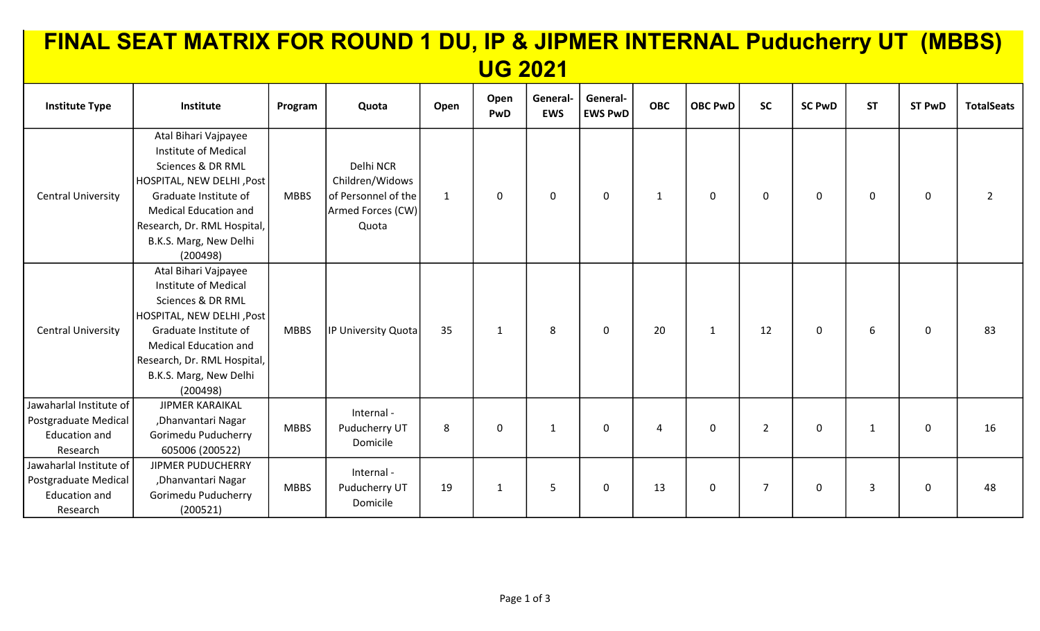# FINAL SEAT MATRIX FOR ROUND 1 DU, IP & JIPMER INTERNAL Puducherry UT (MBBS) UG 2021

| Institute Type | Institute | Program | Quota | Open | Open PwD | General-EWS | General-EWS PwD | OBC | OBC PwD | SC | SC PwD | ST | ST PwD | TotalSeats |
|---|---|---|---|---|---|---|---|---|---|---|---|---|---|---|
| Central University | Atal Bihari Vajpayee Institute of Medical Sciences & DR RML HOSPITAL, NEW DELHI ,Post Graduate Institute of Medical Education and Research, Dr. RML Hospital, B.K.S. Marg, New Delhi (200498) | MBBS | Delhi NCR Children/Widows of Personnel of the Armed Forces (CW) Quota | 1 | 0 | 0 | 0 | 1 | 0 | 0 | 0 | 0 | 0 | 2 |
| Central University | Atal Bihari Vajpayee Institute of Medical Sciences & DR RML HOSPITAL, NEW DELHI ,Post Graduate Institute of Medical Education and Research, Dr. RML Hospital, B.K.S. Marg, New Delhi (200498) | MBBS | IP University Quota | 35 | 1 | 8 | 0 | 20 | 1 | 12 | 0 | 6 | 0 | 83 |
| Jawaharlal Institute of Postgraduate Medical Education and Research | JIPMER KARAIKAL ,Dhanvantari Nagar Gorimedu Puducherry 605006 (200522) | MBBS | Internal - Puducherry UT Domicile | 8 | 0 | 1 | 0 | 4 | 0 | 2 | 0 | 1 | 0 | 16 |
| Jawaharlal Institute of Postgraduate Medical Education and Research | JIPMER PUDUCHERRY ,Dhanvantari Nagar Gorimedu Puducherry (200521) | MBBS | Internal - Puducherry UT Domicile | 19 | 1 | 5 | 0 | 13 | 0 | 7 | 0 | 3 | 0 | 48 |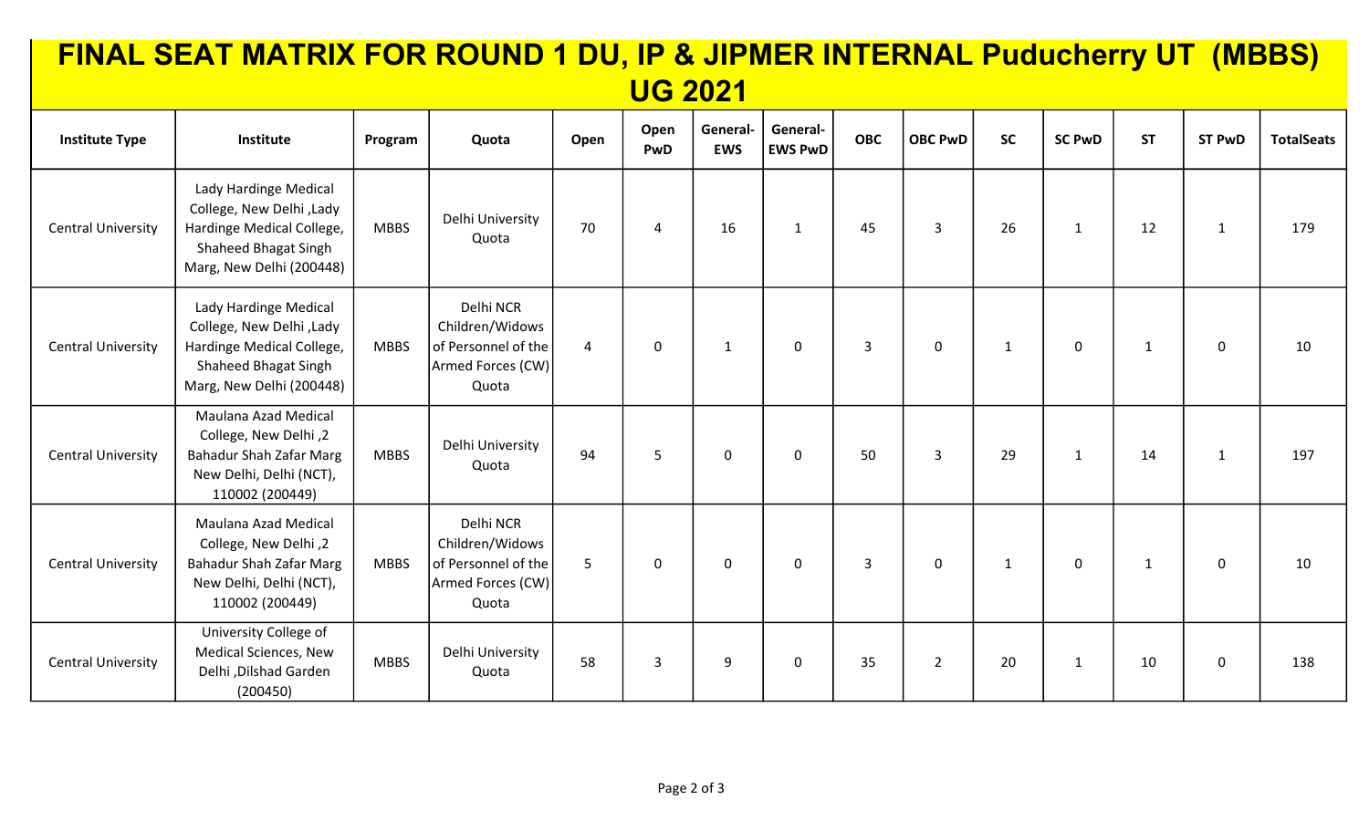# FINAL SEAT MATRIX FOR ROUND 1 DU, IP & JIPMER INTERNAL Puducherry UT (MBBS) UG 2021

| Institute Type | Institute | Program | Quota | Open | Open PwD | General-EWS | General-EWS PwD | OBC | OBC PwD | SC | SC PwD | ST | ST PwD | TotalSeats |
|---|---|---|---|---|---|---|---|---|---|---|---|---|---|---|
| Central University | Lady Hardinge Medical College, New Delhi ,Lady Hardinge Medical College, Shaheed Bhagat Singh Marg, New Delhi (200448) | MBBS | Delhi University Quota | 70 | 4 | 16 | 1 | 45 | 3 | 26 | 1 | 12 | 1 | 179 |
| Central University | Lady Hardinge Medical College, New Delhi ,Lady Hardinge Medical College, Shaheed Bhagat Singh Marg, New Delhi (200448) | MBBS | Delhi NCR Children/Widows of Personnel of the Armed Forces (CW) Quota | 4 | 0 | 1 | 0 | 3 | 0 | 1 | 0 | 1 | 0 | 10 |
| Central University | Maulana Azad Medical College, New Delhi ,2 Bahadur Shah Zafar Marg New Delhi, Delhi (NCT), 110002 (200449) | MBBS | Delhi University Quota | 94 | 5 | 0 | 0 | 50 | 3 | 29 | 1 | 14 | 1 | 197 |
| Central University | Maulana Azad Medical College, New Delhi ,2 Bahadur Shah Zafar Marg New Delhi, Delhi (NCT), 110002 (200449) | MBBS | Delhi NCR Children/Widows of Personnel of the Armed Forces (CW) Quota | 5 | 0 | 0 | 0 | 3 | 0 | 1 | 0 | 1 | 0 | 10 |
| Central University | University College of Medical Sciences, New Delhi ,Dilshad Garden (200450) | MBBS | Delhi University Quota | 58 | 3 | 9 | 0 | 35 | 2 | 20 | 1 | 10 | 0 | 138 |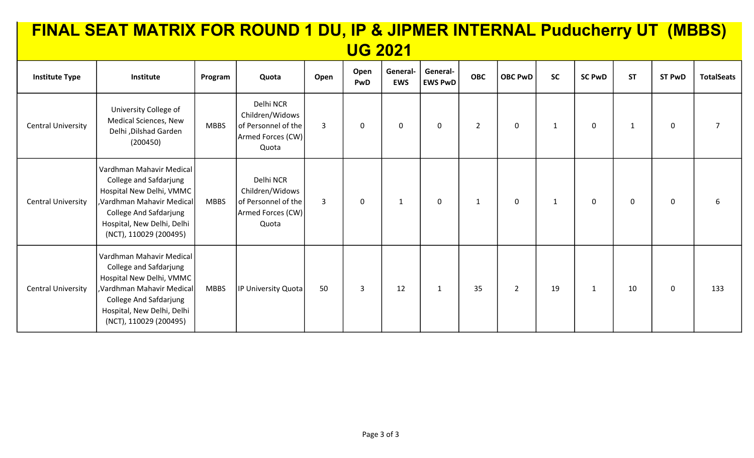# FINAL SEAT MATRIX FOR ROUND 1 DU, IP & JIPMER INTERNAL Puducherry UT (MBBS) UG 2021

| Institute Type | Institute | Program | Quota | Open | Open PwD | General-EWS | General-EWS PwD | OBC | OBC PwD | SC | SC PwD | ST | ST PwD | TotalSeats |
|---|---|---|---|---|---|---|---|---|---|---|---|---|---|---|
| Central University | University College of Medical Sciences, New Delhi ,Dilshad Garden (200450) | MBBS | Delhi NCR Children/Widows of Personnel of the Armed Forces (CW) Quota | 3 | 0 | 0 | 0 | 2 | 0 | 1 | 0 | 1 | 0 | 7 |
| Central University | Vardhman Mahavir Medical College and Safdarjung Hospital New Delhi, VMMC ,Vardhman Mahavir Medical College And Safdarjung Hospital, New Delhi, Delhi (NCT), 110029 (200495) | MBBS | Delhi NCR Children/Widows of Personnel of the Armed Forces (CW) Quota | 3 | 0 | 1 | 0 | 1 | 0 | 1 | 0 | 0 | 0 | 6 |
| Central University | Vardhman Mahavir Medical College and Safdarjung Hospital New Delhi, VMMC ,Vardhman Mahavir Medical College And Safdarjung Hospital, New Delhi, Delhi (NCT), 110029 (200495) | MBBS | IP University Quota | 50 | 3 | 12 | 1 | 35 | 2 | 19 | 1 | 10 | 0 | 133 |